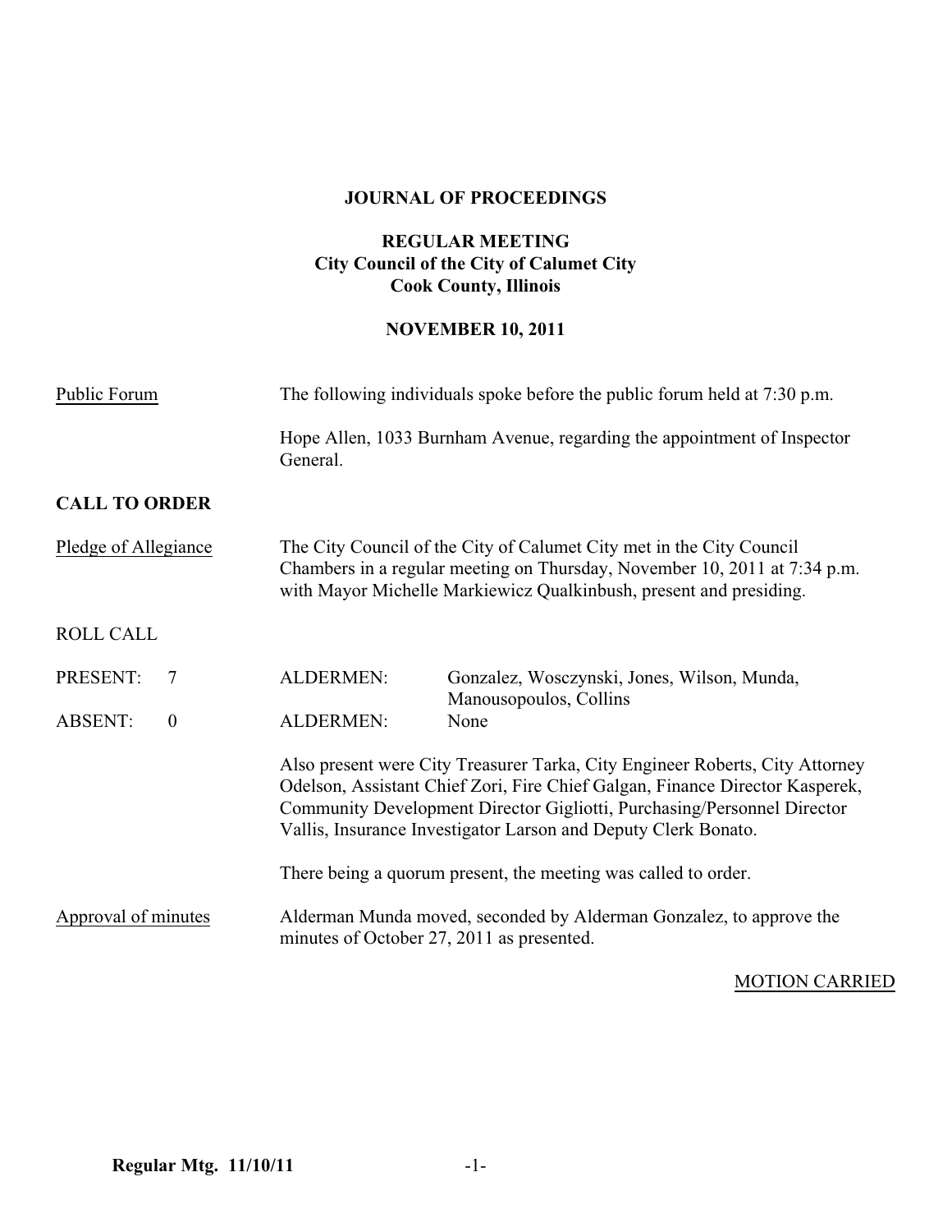# JOURNAL OF PROCEEDINGS

## REGULAR MEETING
## City Council of the City of Calumet City
## Cook County, Illinois

## NOVEMBER 10, 2011

Public Forum

The following individuals spoke before the public forum held at 7:30 p.m.

Hope Allen, 1033 Burnham Avenue, regarding the appointment of Inspector General.

**CALL TO ORDER**

Pledge of Allegiance

The City Council of the City of Calumet City met in the City Council Chambers in a regular meeting on Thursday, November 10, 2011 at 7:34 p.m. with Mayor Michelle Markiewicz Qualkinbush, present and presiding.

ROLL CALL

| | | | |
|---|---|---|---|
| PRESENT: | 7 | ALDERMEN: | Gonzalez, Wosczynski, Jones, Wilson, Munda, Manousopoulos, Collins |
| ABSENT: | 0 | ALDERMEN: | None |

Also present were City Treasurer Tarka, City Engineer Roberts, City Attorney Odelson, Assistant Chief Zori, Fire Chief Galgan, Finance Director Kasperek, Community Development Director Gigliotti, Purchasing/Personnel Director Vallis, Insurance Investigator Larson and Deputy Clerk Bonato.

There being a quorum present, the meeting was called to order.

Approval of minutes

Alderman Munda moved, seconded by Alderman Gonzalez, to approve the minutes of October 27, 2011 as presented.

MOTION CARRIED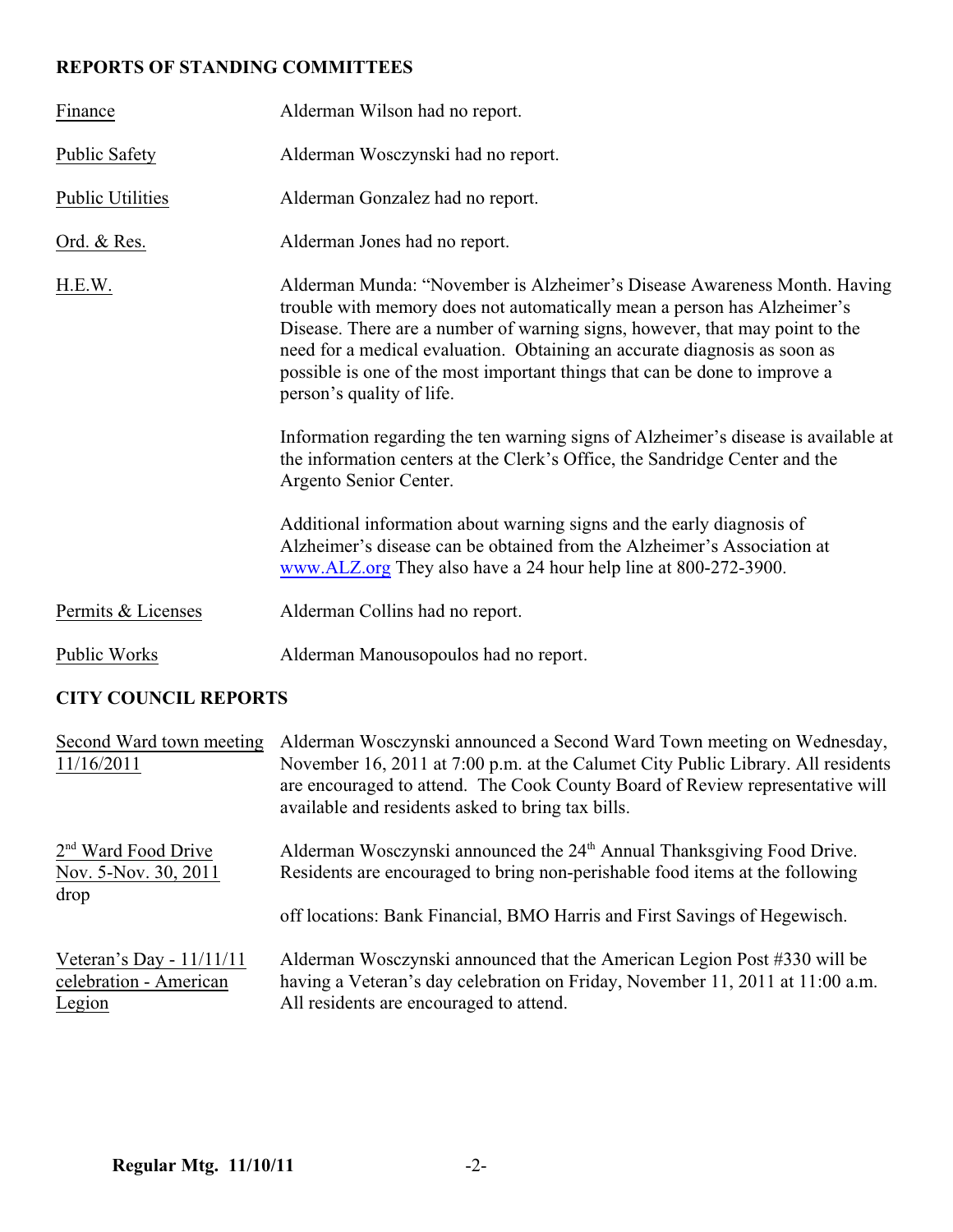## REPORTS OF STANDING COMMITTEES

| | |
|---|---|
| Finance | Alderman Wilson had no report. |
| Public Safety | Alderman Wosczynski had no report. |
| Public Utilities | Alderman Gonzalez had no report. |
| Ord. & Res. | Alderman Jones had no report. |
| H.E.W. | Alderman Munda: "November is Alzheimer's Disease Awareness Month. Having trouble with memory does not automatically mean a person has Alzheimer's Disease. There are a number of warning signs, however, that may point to the need for a medical evaluation. Obtaining an accurate diagnosis as soon as possible is one of the most important things that can be done to improve a person's quality of life.<br><br>Information regarding the ten warning signs of Alzheimer's disease is available at the information centers at the Clerk's Office, the Sandridge Center and the Argento Senior Center.<br><br>Additional information about warning signs and the early diagnosis of Alzheimer's disease can be obtained from the Alzheimer's Association at www.ALZ.org They also have a 24 hour help line at 800-272-3900. |
| Permits & Licenses | Alderman Collins had no report. |
| Public Works | Alderman Manousopoulos had no report. |

## CITY COUNCIL REPORTS

| | |
|---|---|
| Second Ward town meeting 11/16/2011 | Alderman Wosczynski announced a Second Ward Town meeting on Wednesday, November 16, 2011 at 7:00 p.m. at the Calumet City Public Library. All residents are encouraged to attend. The Cook County Board of Review representative will available and residents asked to bring tax bills. |
| 2nd Ward Food Drive Nov. 5-Nov. 30, 2011 | Alderman Wosczynski announced the 24th Annual Thanksgiving Food Drive. Residents are encouraged to bring non-perishable food items at the following drop off locations: Bank Financial, BMO Harris and First Savings of Hegewisch. |
| Veteran's Day - 11/11/11 celebration - American Legion | Alderman Wosczynski announced that the American Legion Post #330 will be having a Veteran's day celebration on Friday, November 11, 2011 at 11:00 a.m. All residents are encouraged to attend. |

**Regular Mtg. 11/10/11**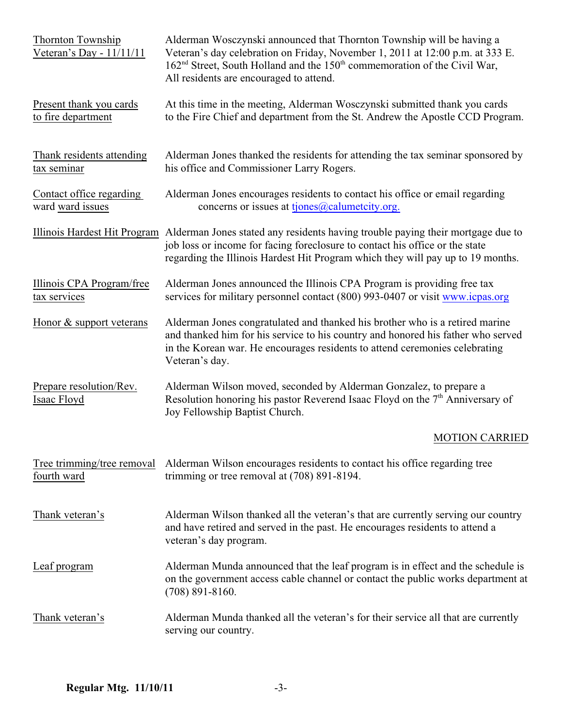<u>Thornton Township Veteran's Day - 11/11/11</u>

Alderman Wosczynski announced that Thornton Township will be having a Veteran's day celebration on Friday, November 1, 2011 at 12:00 p.m. at 333 E. 162nd Street, South Holland and the 150th commemoration of the Civil War, All residents are encouraged to attend.

<u>Present thank you cards to fire department</u>

At this time in the meeting, Alderman Wosczynski submitted thank you cards to the Fire Chief and department from the St. Andrew the Apostle CCD Program.

<u>Thank residents attending tax seminar</u>

Alderman Jones thanked the residents for attending the tax seminar sponsored by his office and Commissioner Larry Rogers.

<u>Contact office regarding ward ward issues</u>

Alderman Jones encourages residents to contact his office or email regarding concerns or issues at tjones@calumetcity.org.

<u>Illinois Hardest Hit Program</u>

Alderman Jones stated any residents having trouble paying their mortgage due to job loss or income for facing foreclosure to contact his office or the state regarding the Illinois Hardest Hit Program which they will pay up to 19 months.

<u>Illinois CPA Program/free tax services</u>

Alderman Jones announced the Illinois CPA Program is providing free tax services for military personnel contact (800) 993-0407 or visit www.icpas.org

<u>Honor & support veterans</u>

Alderman Jones congratulated and thanked his brother who is a retired marine and thanked him for his service to his country and honored his father who served in the Korean war. He encourages residents to attend ceremonies celebrating Veteran's day.

<u>Prepare resolution/Rev. Isaac Floyd</u>

Alderman Wilson moved, seconded by Alderman Gonzalez, to prepare a Resolution honoring his pastor Reverend Isaac Floyd on the 7th Anniversary of Joy Fellowship Baptist Church.

<u>MOTION CARRIED</u>

<u>Tree trimming/tree removal fourth ward</u>

Alderman Wilson encourages residents to contact his office regarding tree trimming or tree removal at (708) 891-8194.

<u>Thank veteran's</u>

Alderman Wilson thanked all the veteran's that are currently serving our country and have retired and served in the past. He encourages residents to attend a veteran's day program.

<u>Leaf program</u>

Alderman Munda announced that the leaf program is in effect and the schedule is on the government access cable channel or contact the public works department at (708) 891-8160.

<u>Thank veteran's</u>

Alderman Munda thanked all the veteran's for their service all that are currently serving our country.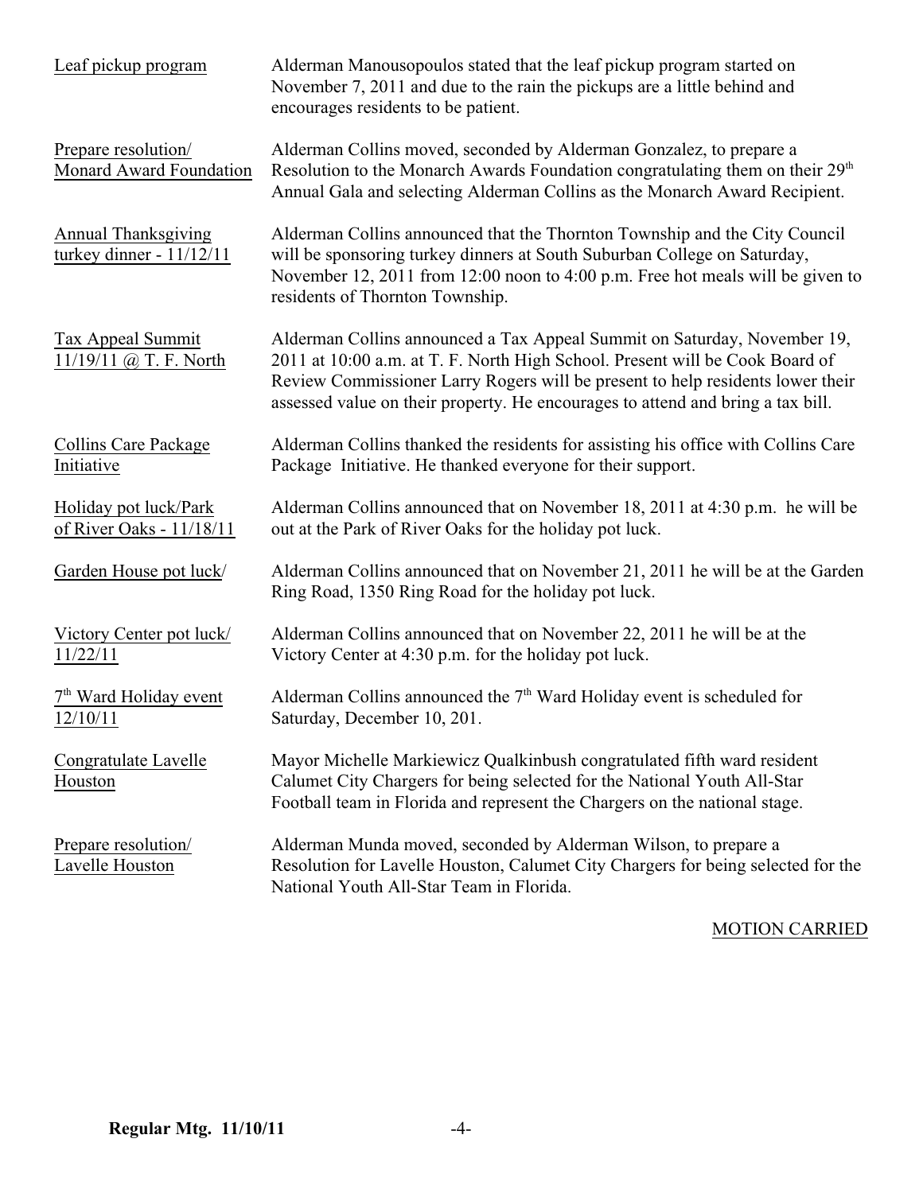Leaf pickup program — Alderman Manousopoulos stated that the leaf pickup program started on November 7, 2011 and due to the rain the pickups are a little behind and encourages residents to be patient.

Prepare resolution/ Monard Award Foundation — Alderman Collins moved, seconded by Alderman Gonzalez, to prepare a Resolution to the Monarch Awards Foundation congratulating them on their 29th Annual Gala and selecting Alderman Collins as the Monarch Award Recipient.

Annual Thanksgiving turkey dinner - 11/12/11 — Alderman Collins announced that the Thornton Township and the City Council will be sponsoring turkey dinners at South Suburban College on Saturday, November 12, 2011 from 12:00 noon to 4:00 p.m. Free hot meals will be given to residents of Thornton Township.

Tax Appeal Summit 11/19/11 @ T. F. North — Alderman Collins announced a Tax Appeal Summit on Saturday, November 19, 2011 at 10:00 a.m. at T. F. North High School. Present will be Cook Board of Review Commissioner Larry Rogers will be present to help residents lower their assessed value on their property. He encourages to attend and bring a tax bill.

Collins Care Package Initiative — Alderman Collins thanked the residents for assisting his office with Collins Care Package Initiative. He thanked everyone for their support.

Holiday pot luck/Park of River Oaks - 11/18/11 — Alderman Collins announced that on November 18, 2011 at 4:30 p.m. he will be out at the Park of River Oaks for the holiday pot luck.

Garden House pot luck/ — Alderman Collins announced that on November 21, 2011 he will be at the Garden Ring Road, 1350 Ring Road for the holiday pot luck.

Victory Center pot luck/ 11/22/11 — Alderman Collins announced that on November 22, 2011 he will be at the Victory Center at 4:30 p.m. for the holiday pot luck.

7th Ward Holiday event 12/10/11 — Alderman Collins announced the 7th Ward Holiday event is scheduled for Saturday, December 10, 201.

Congratulate Lavelle Houston — Mayor Michelle Markiewicz Qualkinbush congratulated fifth ward resident Calumet City Chargers for being selected for the National Youth All-Star Football team in Florida and represent the Chargers on the national stage.

Prepare resolution/ Lavelle Houston — Alderman Munda moved, seconded by Alderman Wilson, to prepare a Resolution for Lavelle Houston, Calumet City Chargers for being selected for the National Youth All-Star Team in Florida.

MOTION CARRIED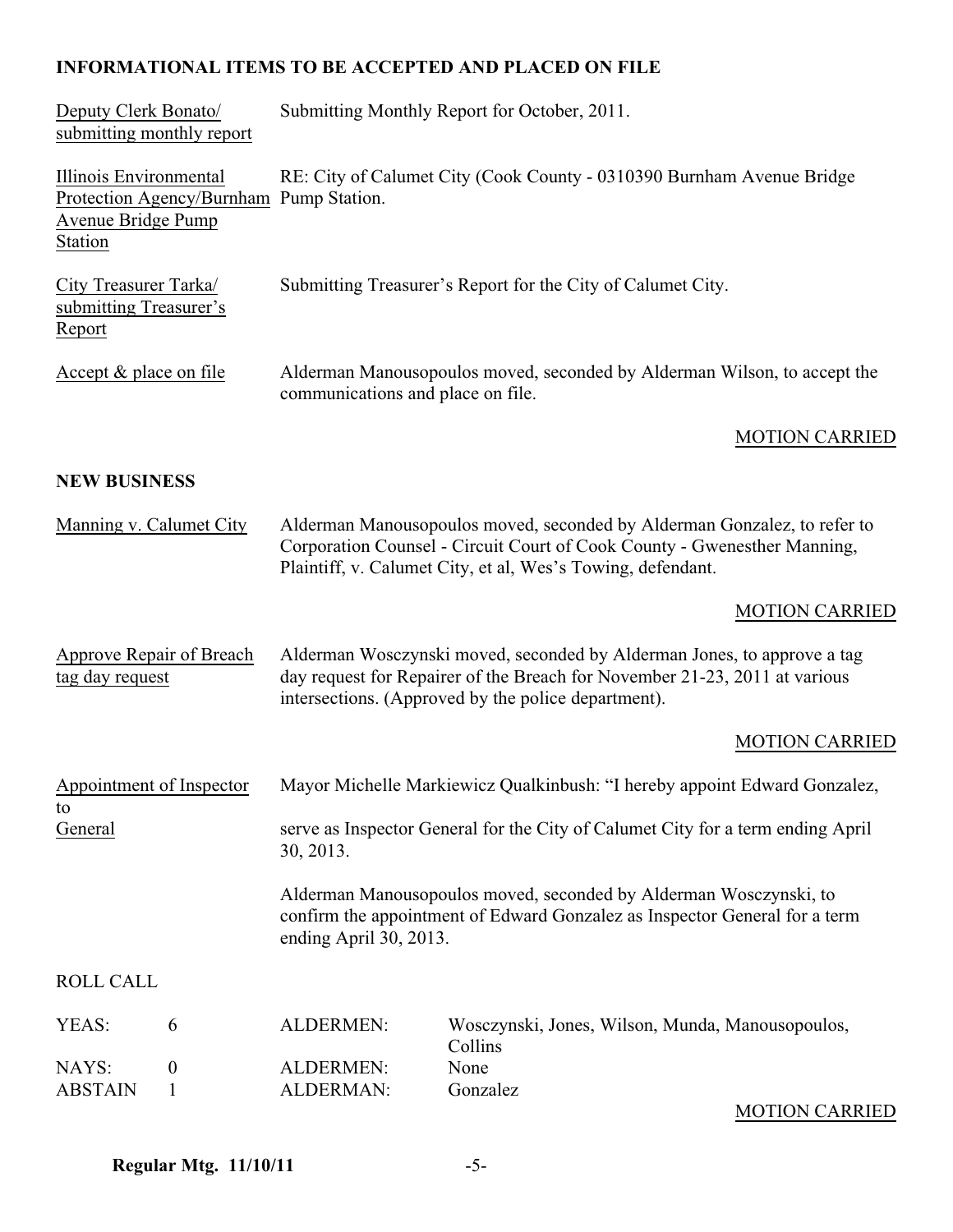## INFORMATIONAL ITEMS TO BE ACCEPTED AND PLACED ON FILE

Deputy Clerk Bonato/ submitting monthly report — Submitting Monthly Report for October, 2011.

Illinois Environmental Protection Agency/Burnham Avenue Bridge Pump Station — RE: City of Calumet City (Cook County - 0310390 Burnham Avenue Bridge Pump Station.

City Treasurer Tarka/ submitting Treasurer's Report — Submitting Treasurer's Report for the City of Calumet City.

Accept & place on file — Alderman Manousopoulos moved, seconded by Alderman Wilson, to accept the communications and place on file.

MOTION CARRIED

## NEW BUSINESS

Manning v. Calumet City — Alderman Manousopoulos moved, seconded by Alderman Gonzalez, to refer to Corporation Counsel - Circuit Court of Cook County - Gwenesther Manning, Plaintiff, v. Calumet City, et al, Wes's Towing, defendant.

MOTION CARRIED

Approve Repair of Breach tag day request — Alderman Wosczynski moved, seconded by Alderman Jones, to approve a tag day request for Repairer of the Breach for November 21-23, 2011 at various intersections. (Approved by the police department).

MOTION CARRIED

Appointment of Inspector to General — Mayor Michelle Markiewicz Qualkinbush: "I hereby appoint Edward Gonzalez, serve as Inspector General for the City of Calumet City for a term ending April 30, 2013.

Alderman Manousopoulos moved, seconded by Alderman Wosczynski, to confirm the appointment of Edward Gonzalez as Inspector General for a term ending April 30, 2013.

ROLL CALL

| | | | |
|---|---|---|---|
| YEAS: | 6 | ALDERMEN: | Wosczynski, Jones, Wilson, Munda, Manousopoulos, Collins |
| NAYS: | 0 | ALDERMEN: | None |
| ABSTAIN | 1 | ALDERMAN: | Gonzalez |

MOTION CARRIED

Regular Mtg. 11/10/11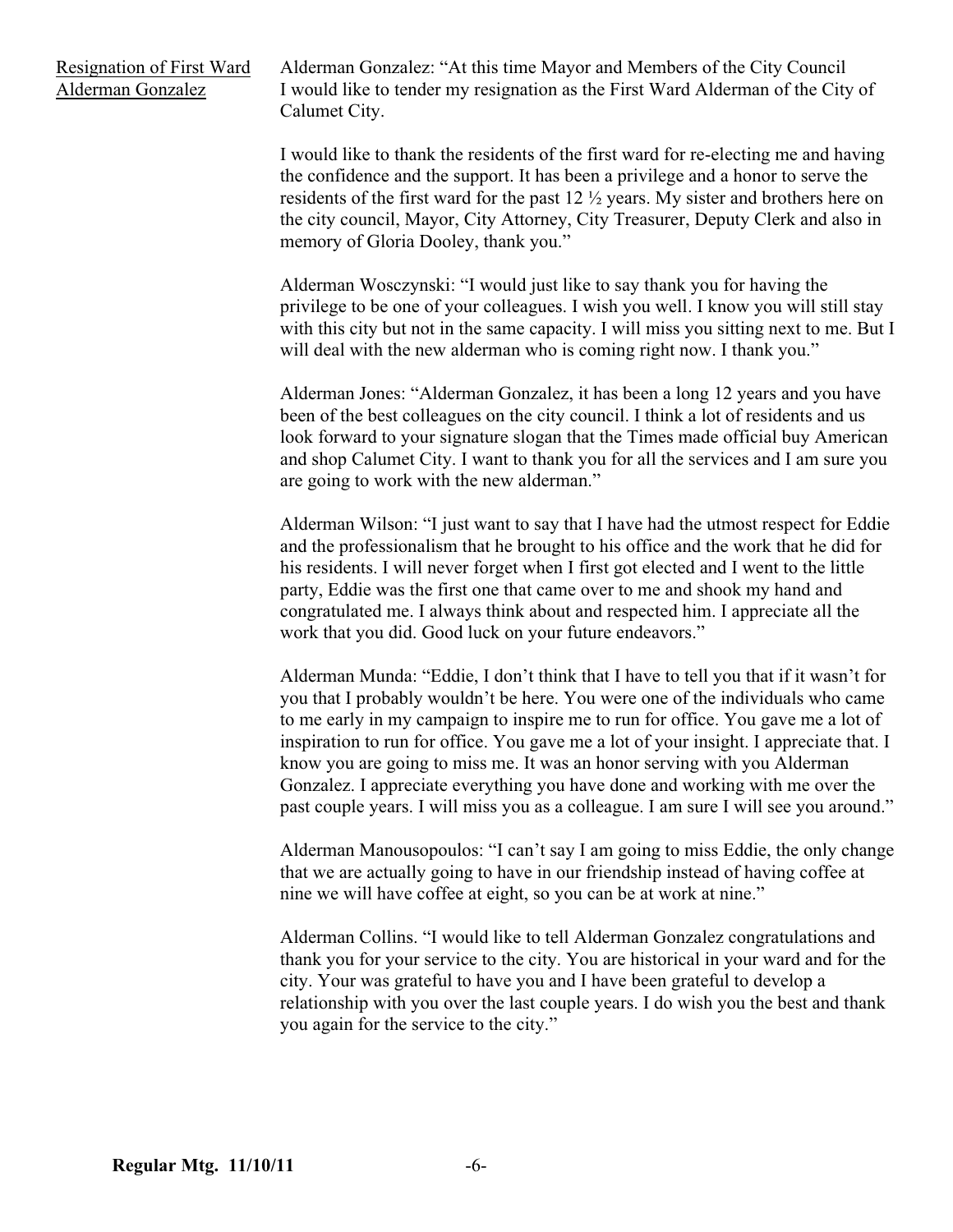Resignation of First Ward Alderman Gonzalez

Alderman Gonzalez: "At this time Mayor and Members of the City Council I would like to tender my resignation as the First Ward Alderman of the City of Calumet City.

I would like to thank the residents of the first ward for re-electing me and having the confidence and the support. It has been a privilege and a honor to serve the residents of the first ward for the past 12 ½ years. My sister and brothers here on the city council, Mayor, City Attorney, City Treasurer, Deputy Clerk and also in memory of Gloria Dooley, thank you."

Alderman Wosczynski: "I would just like to say thank you for having the privilege to be one of your colleagues. I wish you well. I know you will still stay with this city but not in the same capacity. I will miss you sitting next to me. But I will deal with the new alderman who is coming right now. I thank you."

Alderman Jones: "Alderman Gonzalez, it has been a long 12 years and you have been of the best colleagues on the city council. I think a lot of residents and us look forward to your signature slogan that the Times made official buy American and shop Calumet City. I want to thank you for all the services and I am sure you are going to work with the new alderman."

Alderman Wilson: "I just want to say that I have had the utmost respect for Eddie and the professionalism that he brought to his office and the work that he did for his residents. I will never forget when I first got elected and I went to the little party, Eddie was the first one that came over to me and shook my hand and congratulated me. I always think about and respected him. I appreciate all the work that you did. Good luck on your future endeavors."

Alderman Munda: "Eddie, I don't think that I have to tell you that if it wasn't for you that I probably wouldn't be here. You were one of the individuals who came to me early in my campaign to inspire me to run for office. You gave me a lot of inspiration to run for office. You gave me a lot of your insight. I appreciate that. I know you are going to miss me. It was an honor serving with you Alderman Gonzalez. I appreciate everything you have done and working with me over the past couple years. I will miss you as a colleague. I am sure I will see you around."

Alderman Manousopoulos: "I can't say I am going to miss Eddie, the only change that we are actually going to have in our friendship instead of having coffee at nine we will have coffee at eight, so you can be at work at nine."

Alderman Collins. "I would like to tell Alderman Gonzalez congratulations and thank you for your service to the city. You are historical in your ward and for the city. Your was grateful to have you and I have been grateful to develop a relationship with you over the last couple years. I do wish you the best and thank you again for the service to the city."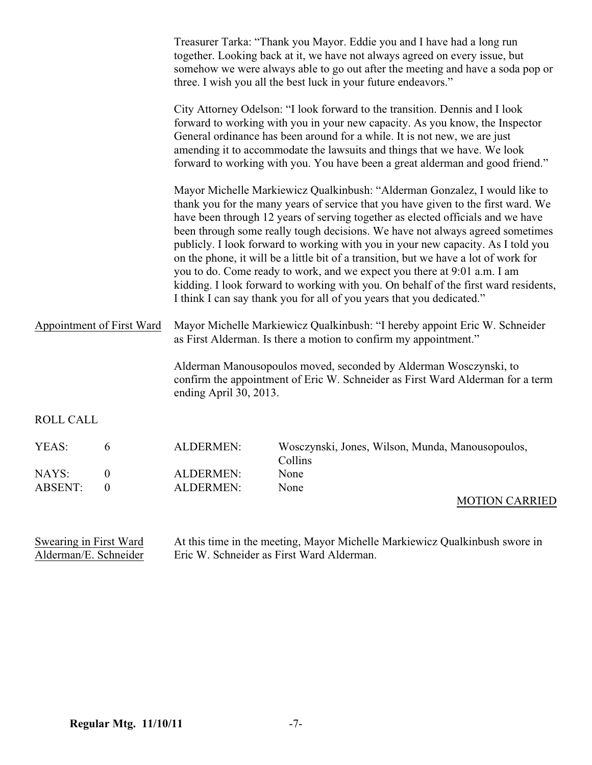Treasurer Tarka: "Thank you Mayor. Eddie you and I have had a long run together. Looking back at it, we have not always agreed on every issue, but somehow we were always able to go out after the meeting and have a soda pop or three. I wish you all the best luck in your future endeavors."

City Attorney Odelson: "I look forward to the transition. Dennis and I look forward to working with you in your new capacity. As you know, the Inspector General ordinance has been around for a while. It is not new, we are just amending it to accommodate the lawsuits and things that we have. We look forward to working with you. You have been a great alderman and good friend."

Mayor Michelle Markiewicz Qualkinbush: "Alderman Gonzalez, I would like to thank you for the many years of service that you have given to the first ward. We have been through 12 years of serving together as elected officials and we have been through some really tough decisions. We have not always agreed sometimes publicly. I look forward to working with you in your new capacity. As I told you on the phone, it will be a little bit of a transition, but we have a lot of work for you to do. Come ready to work, and we expect you there at 9:01 a.m. I am kidding. I look forward to working with you. On behalf of the first ward residents, I think I can say thank you for all of you years that you dedicated."

Appointment of First Ward

Mayor Michelle Markiewicz Qualkinbush: "I hereby appoint Eric W. Schneider as First Alderman. Is there a motion to confirm my appointment."

Alderman Manousopoulos moved, seconded by Alderman Wosczynski, to confirm the appointment of Eric W. Schneider as First Ward Alderman for a term ending April 30, 2013.

ROLL CALL

| | | | |
|---|---|---|---|
| YEAS: | 6 | ALDERMEN: | Wosczynski, Jones, Wilson, Munda, Manousopoulos, Collins |
| NAYS: | 0 | ALDERMEN: | None |
| ABSENT: | 0 | ALDERMEN: | None |

MOTION CARRIED

Swearing in First Ward Alderman/E. Schneider

At this time in the meeting, Mayor Michelle Markiewicz Qualkinbush swore in Eric W. Schneider as First Ward Alderman.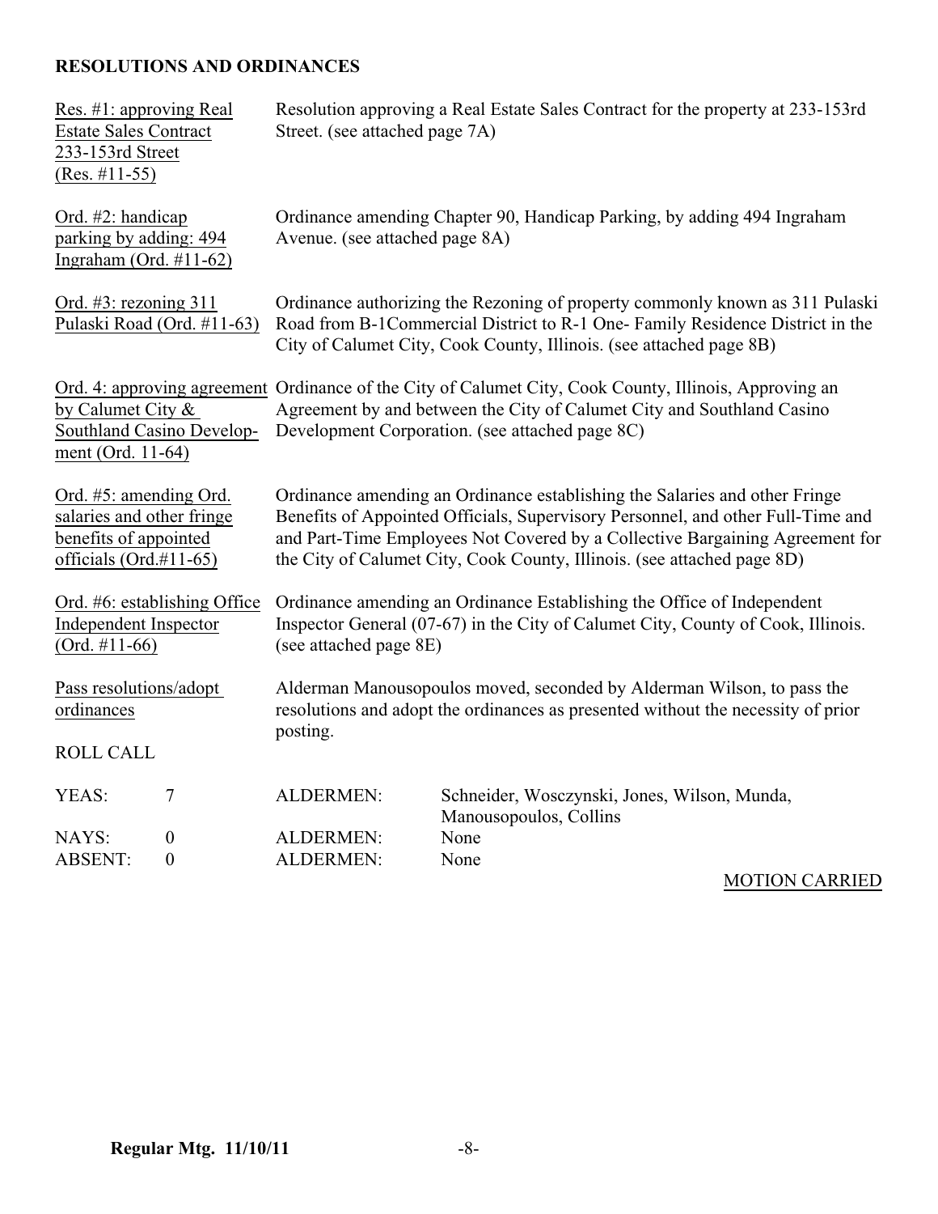## RESOLUTIONS AND ORDINANCES

| | |
|---|---|
| Res. #1: approving Real Estate Sales Contract 233-153rd Street (Res. #11-55) | Resolution approving a Real Estate Sales Contract for the property at 233-153rd Street. (see attached page 7A) |
| Ord. #2: handicap parking by adding: 494 Ingraham (Ord. #11-62) | Ordinance amending Chapter 90, Handicap Parking, by adding 494 Ingraham Avenue. (see attached page 8A) |
| Ord. #3: rezoning 311 Pulaski Road (Ord. #11-63) | Ordinance authorizing the Rezoning of property commonly known as 311 Pulaski Road from B-1Commercial District to R-1 One- Family Residence District in the City of Calumet City, Cook County, Illinois. (see attached page 8B) |
| Ord. 4: approving agreement by Calumet City & Southland Casino Develop-ment (Ord. 11-64) | Ordinance of the City of Calumet City, Cook County, Illinois, Approving an Agreement by and between the City of Calumet City and Southland Casino Development Corporation. (see attached page 8C) |
| Ord. #5: amending Ord. salaries and other fringe benefits of appointed officials (Ord.#11-65) | Ordinance amending an Ordinance establishing the Salaries and other Fringe Benefits of Appointed Officials, Supervisory Personnel, and other Full-Time and and Part-Time Employees Not Covered by a Collective Bargaining Agreement for the City of Calumet City, Cook County, Illinois. (see attached page 8D) |
| Ord. #6: establishing Office Independent Inspector (Ord. #11-66) | Ordinance amending an Ordinance Establishing the Office of Independent Inspector General (07-67) in the City of Calumet City, County of Cook, Illinois. (see attached page 8E) |
| Pass resolutions/adopt ordinances | Alderman Manousopoulos moved, seconded by Alderman Wilson, to pass the resolutions and adopt the ordinances as presented without the necessity of prior posting. |

ROLL CALL

| | | | |
|---|---|---|---|
| YEAS: | 7 | ALDERMEN: | Schneider, Wosczynski, Jones, Wilson, Munda, Manousopoulos, Collins |
| NAYS: | 0 | ALDERMEN: | None |
| ABSENT: | 0 | ALDERMEN: | None |

MOTION CARRIED

**Regular Mtg. 11/10/11**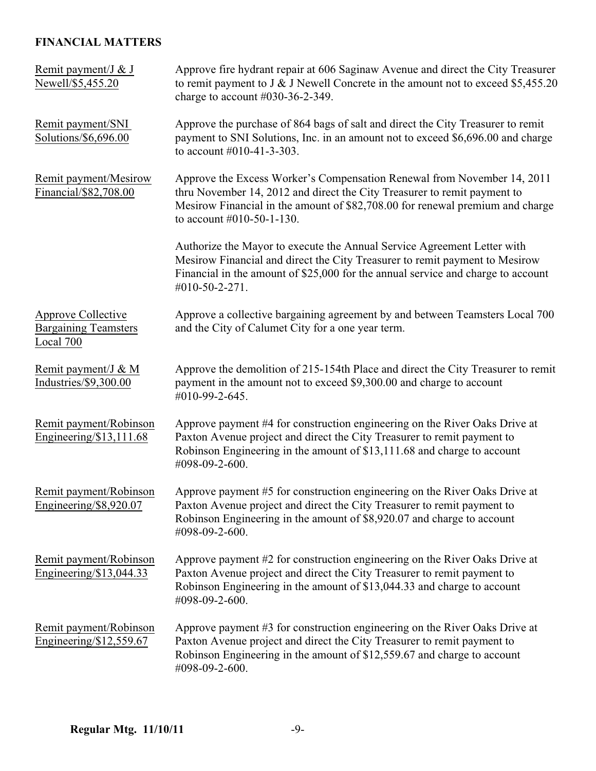## FINANCIAL MATTERS

Remit payment/J & J Newell/$5,455.20

Approve fire hydrant repair at 606 Saginaw Avenue and direct the City Treasurer to remit payment to J & J Newell Concrete in the amount not to exceed $5,455.20 charge to account #030-36-2-349.

Remit payment/SNI Solutions/$6,696.00

Approve the purchase of 864 bags of salt and direct the City Treasurer to remit payment to SNI Solutions, Inc. in an amount not to exceed $6,696.00 and charge to account #010-41-3-303.

Remit payment/Mesirow Financial/$82,708.00

Approve the Excess Worker's Compensation Renewal from November 14, 2011 thru November 14, 2012 and direct the City Treasurer to remit payment to Mesirow Financial in the amount of $82,708.00 for renewal premium and charge to account #010-50-1-130.

Authorize the Mayor to execute the Annual Service Agreement Letter with Mesirow Financial and direct the City Treasurer to remit payment to Mesirow Financial in the amount of $25,000 for the annual service and charge to account #010-50-2-271.

Approve Collective Bargaining Teamsters Local 700

Approve a collective bargaining agreement by and between Teamsters Local 700 and the City of Calumet City for a one year term.

Remit payment/J & M Industries/$9,300.00

Approve the demolition of 215-154th Place and direct the City Treasurer to remit payment in the amount not to exceed $9,300.00 and charge to account #010-99-2-645.

Remit payment/Robinson Engineering/$13,111.68

Approve payment #4 for construction engineering on the River Oaks Drive at Paxton Avenue project and direct the City Treasurer to remit payment to Robinson Engineering in the amount of $13,111.68 and charge to account #098-09-2-600.

Remit payment/Robinson Engineering/$8,920.07

Approve payment #5 for construction engineering on the River Oaks Drive at Paxton Avenue project and direct the City Treasurer to remit payment to Robinson Engineering in the amount of $8,920.07 and charge to account #098-09-2-600.

Remit payment/Robinson Engineering/$13,044.33

Approve payment #2 for construction engineering on the River Oaks Drive at Paxton Avenue project and direct the City Treasurer to remit payment to Robinson Engineering in the amount of $13,044.33 and charge to account #098-09-2-600.

Remit payment/Robinson Engineering/$12,559.67

Approve payment #3 for construction engineering on the River Oaks Drive at Paxton Avenue project and direct the City Treasurer to remit payment to Robinson Engineering in the amount of $12,559.67 and charge to account #098-09-2-600.

**Regular Mtg. 11/10/11**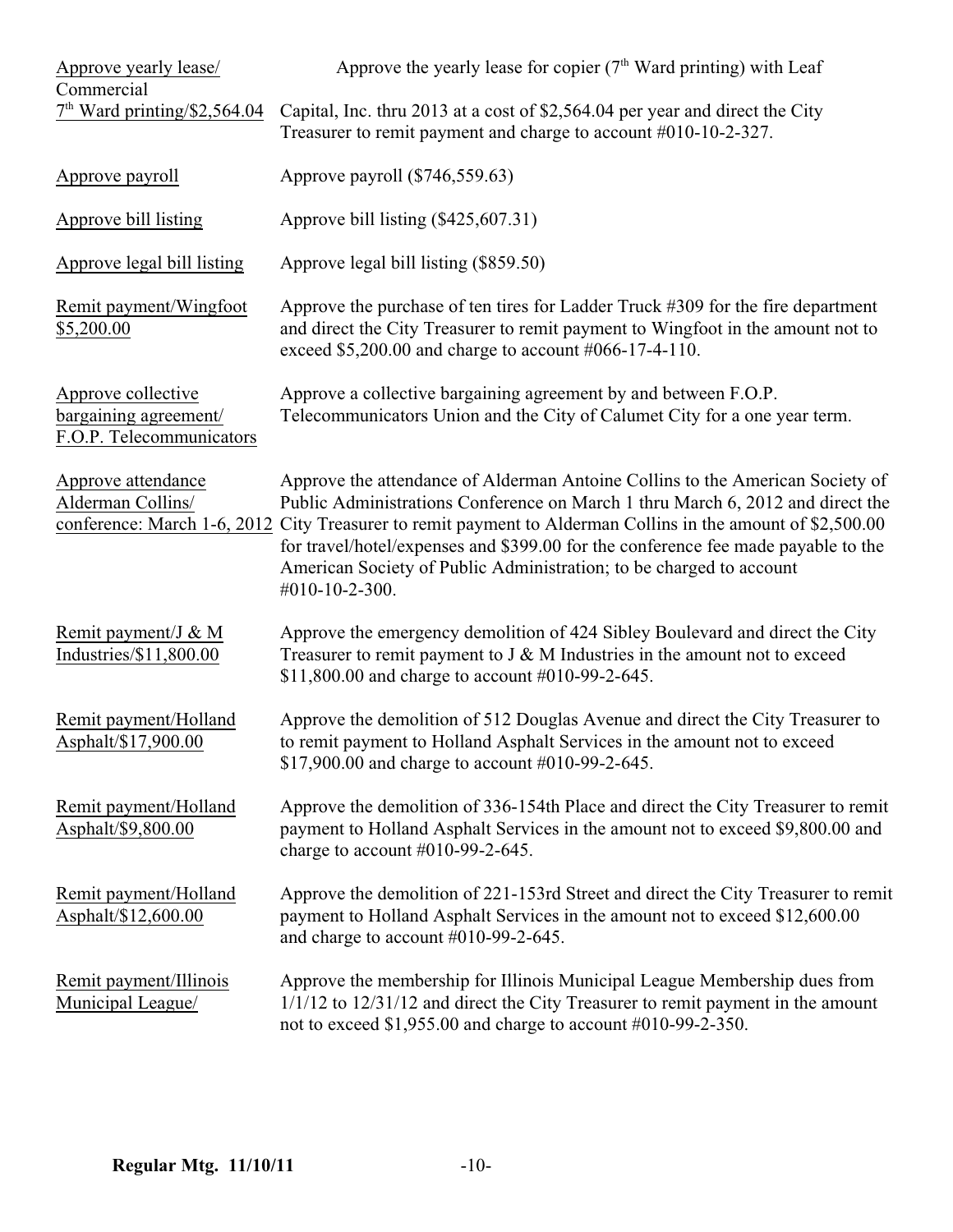| | |
|---|---|
| Approve yearly lease/ Commercial 7th Ward printing/$2,564.04 | Approve the yearly lease for copier (7th Ward printing) with Leaf Capital, Inc. thru 2013 at a cost of $2,564.04 per year and direct the City Treasurer to remit payment and charge to account #010-10-2-327. |
| Approve payroll | Approve payroll ($746,559.63) |
| Approve bill listing | Approve bill listing ($425,607.31) |
| Approve legal bill listing | Approve legal bill listing ($859.50) |
| Remit payment/Wingfoot $5,200.00 | Approve the purchase of ten tires for Ladder Truck #309 for the fire department and direct the City Treasurer to remit payment to Wingfoot in the amount not to exceed $5,200.00 and charge to account #066-17-4-110. |
| Approve collective bargaining agreement/ F.O.P. Telecommunicators | Approve a collective bargaining agreement by and between F.O.P. Telecommunicators Union and the City of Calumet City for a one year term. |
| Approve attendance Alderman Collins/ conference: March 1-6, 2012 | Approve the attendance of Alderman Antoine Collins to the American Society of Public Administrations Conference on March 1 thru March 6, 2012 and direct the City Treasurer to remit payment to Alderman Collins in the amount of $2,500.00 for travel/hotel/expenses and $399.00 for the conference fee made payable to the American Society of Public Administration; to be charged to account #010-10-2-300. |
| Remit payment/J & M Industries/$11,800.00 | Approve the emergency demolition of 424 Sibley Boulevard and direct the City Treasurer to remit payment to J & M Industries in the amount not to exceed $11,800.00 and charge to account #010-99-2-645. |
| Remit payment/Holland Asphalt/$17,900.00 | Approve the demolition of 512 Douglas Avenue and direct the City Treasurer to to remit payment to Holland Asphalt Services in the amount not to exceed $17,900.00 and charge to account #010-99-2-645. |
| Remit payment/Holland Asphalt/$9,800.00 | Approve the demolition of 336-154th Place and direct the City Treasurer to remit payment to Holland Asphalt Services in the amount not to exceed $9,800.00 and charge to account #010-99-2-645. |
| Remit payment/Holland Asphalt/$12,600.00 | Approve the demolition of 221-153rd Street and direct the City Treasurer to remit payment to Holland Asphalt Services in the amount not to exceed $12,600.00 and charge to account #010-99-2-645. |
| Remit payment/Illinois Municipal League/ | Approve the membership for Illinois Municipal League Membership dues from 1/1/12 to 12/31/12 and direct the City Treasurer to remit payment in the amount not to exceed $1,955.00 and charge to account #010-99-2-350. |

**Regular Mtg. 11/10/11**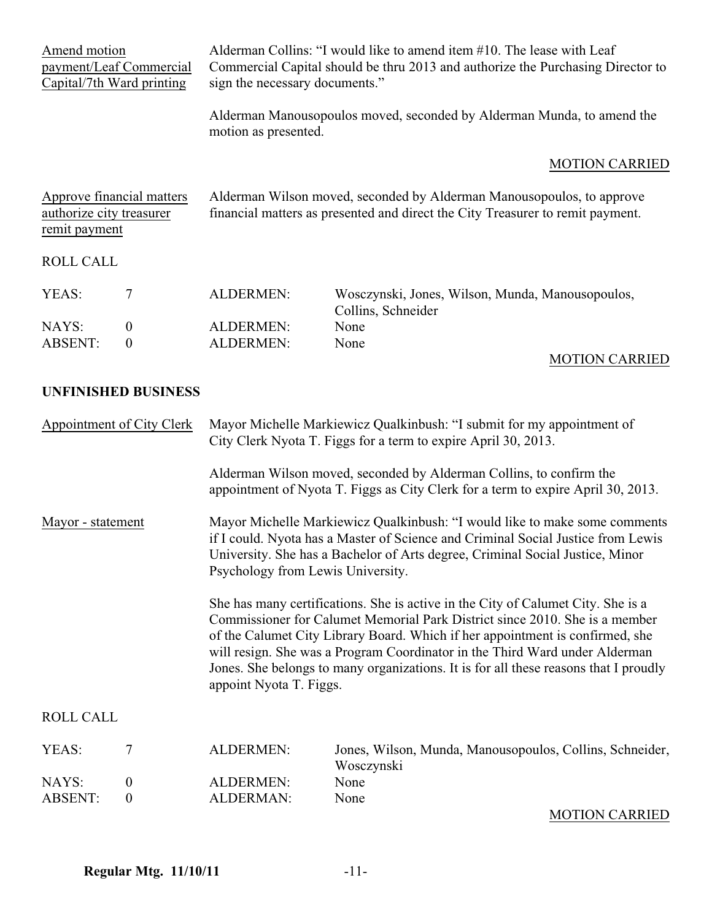Amend motion payment/Leaf Commercial Capital/7th Ward printing

Alderman Collins: "I would like to amend item #10. The lease with Leaf Commercial Capital should be thru 2013 and authorize the Purchasing Director to sign the necessary documents."

Alderman Manousopoulos moved, seconded by Alderman Munda, to amend the motion as presented.

MOTION CARRIED

Approve financial matters authorize city treasurer remit payment

Alderman Wilson moved, seconded by Alderman Manousopoulos, to approve financial matters as presented and direct the City Treasurer to remit payment.

ROLL CALL

| | | | |
|---|---|---|---|
| YEAS: | 7 | ALDERMEN: | Wosczynski, Jones, Wilson, Munda, Manousopoulos, Collins, Schneider |
| NAYS: | 0 | ALDERMEN: | None |
| ABSENT: | 0 | ALDERMEN: | None |

MOTION CARRIED

**UNFINISHED BUSINESS**

Appointment of City Clerk

Mayor Michelle Markiewicz Qualkinbush: "I submit for my appointment of City Clerk Nyota T. Figgs for a term to expire April 30, 2013.

Alderman Wilson moved, seconded by Alderman Collins, to confirm the appointment of Nyota T. Figgs as City Clerk for a term to expire April 30, 2013.

Mayor - statement

Mayor Michelle Markiewicz Qualkinbush: "I would like to make some comments if I could. Nyota has a Master of Science and Criminal Social Justice from Lewis University. She has a Bachelor of Arts degree, Criminal Social Justice, Minor Psychology from Lewis University.

She has many certifications. She is active in the City of Calumet City. She is a Commissioner for Calumet Memorial Park District since 2010. She is a member of the Calumet City Library Board. Which if her appointment is confirmed, she will resign. She was a Program Coordinator in the Third Ward under Alderman Jones. She belongs to many organizations. It is for all these reasons that I proudly appoint Nyota T. Figgs.

ROLL CALL

| | | | |
|---|---|---|---|
| YEAS: | 7 | ALDERMEN: | Jones, Wilson, Munda, Manousopoulos, Collins, Schneider, Wosczynski |
| NAYS: | 0 | ALDERMEN: | None |
| ABSENT: | 0 | ALDERMAN: | None |

MOTION CARRIED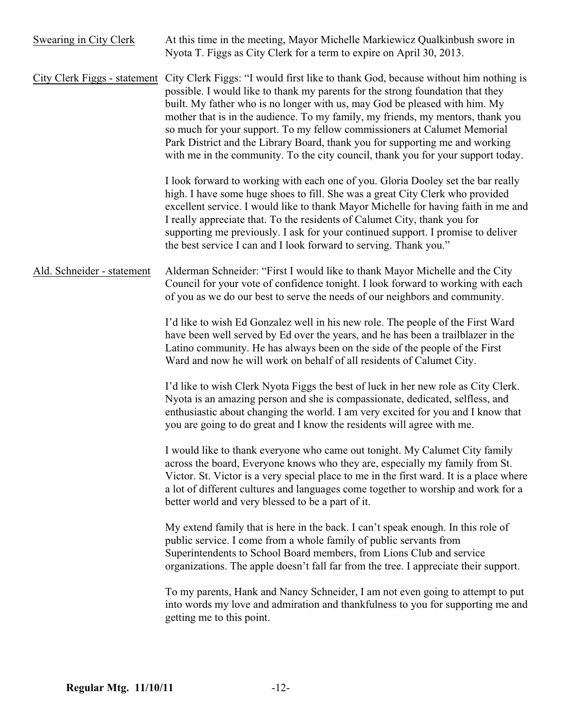<u>Swearing in City Clerk</u> At this time in the meeting, Mayor Michelle Markiewicz Qualkinbush swore in Nyota T. Figgs as City Clerk for a term to expire on April 30, 2013.

<u>City Clerk Figgs - statement</u> City Clerk Figgs: "I would first like to thank God, because without him nothing is possible. I would like to thank my parents for the strong foundation that they built. My father who is no longer with us, may God be pleased with him. My mother that is in the audience. To my family, my friends, my mentors, thank you so much for your support. To my fellow commissioners at Calumet Memorial Park District and the Library Board, thank you for supporting me and working with me in the community. To the city council, thank you for your support today.

I look forward to working with each one of you. Gloria Dooley set the bar really high. I have some huge shoes to fill. She was a great City Clerk who provided excellent service. I would like to thank Mayor Michelle for having faith in me and I really appreciate that. To the residents of Calumet City, thank you for supporting me previously. I ask for your continued support. I promise to deliver the best service I can and I look forward to serving. Thank you."

<u>Ald. Schneider - statement</u> Alderman Schneider: "First I would like to thank Mayor Michelle and the City Council for your vote of confidence tonight. I look forward to working with each of you as we do our best to serve the needs of our neighbors and community.

I'd like to wish Ed Gonzalez well in his new role. The people of the First Ward have been well served by Ed over the years, and he has been a trailblazer in the Latino community. He has always been on the side of the people of the First Ward and now he will work on behalf of all residents of Calumet City.

I'd like to wish Clerk Nyota Figgs the best of luck in her new role as City Clerk. Nyota is an amazing person and she is compassionate, dedicated, selfless, and enthusiastic about changing the world. I am very excited for you and I know that you are going to do great and I know the residents will agree with me.

I would like to thank everyone who came out tonight. My Calumet City family across the board, Everyone knows who they are, especially my family from St. Victor. St. Victor is a very special place to me in the first ward. It is a place where a lot of different cultures and languages come together to worship and work for a better world and very blessed to be a part of it.

My extend family that is here in the back. I can't speak enough. In this role of public service. I come from a whole family of public servants from Superintendents to School Board members, from Lions Club and service organizations. The apple doesn't fall far from the tree. I appreciate their support.

To my parents, Hank and Nancy Schneider, I am not even going to attempt to put into words my love and admiration and thankfulness to you for supporting me and getting me to this point.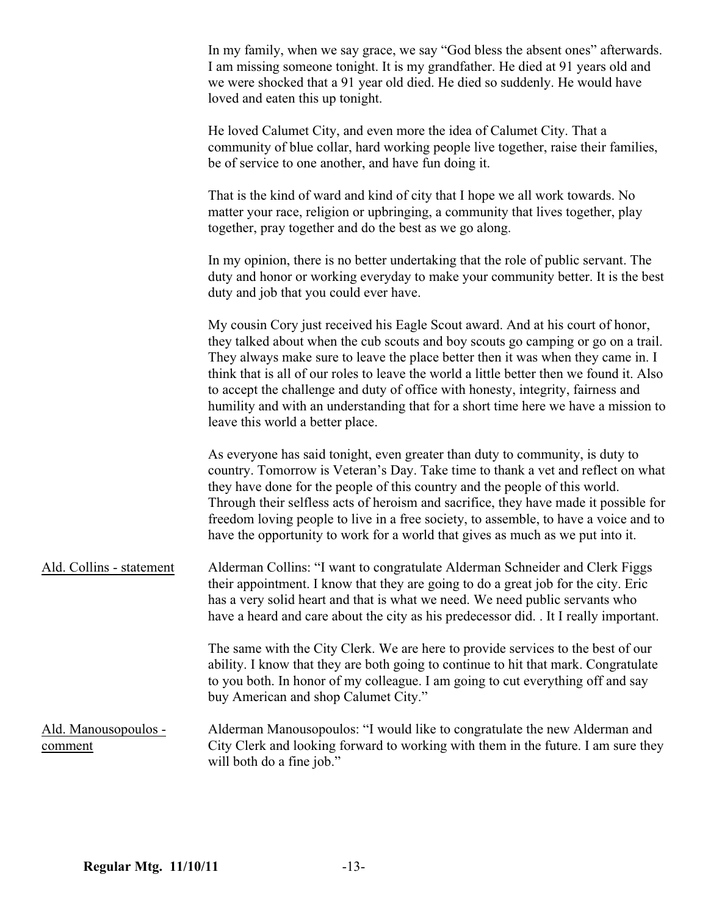In my family, when we say grace, we say "God bless the absent ones" afterwards. I am missing someone tonight. It is my grandfather. He died at 91 years old and we were shocked that a 91 year old died. He died so suddenly. He would have loved and eaten this up tonight.

He loved Calumet City, and even more the idea of Calumet City. That a community of blue collar, hard working people live together, raise their families, be of service to one another, and have fun doing it.

That is the kind of ward and kind of city that I hope we all work towards. No matter your race, religion or upbringing, a community that lives together, play together, pray together and do the best as we go along.

In my opinion, there is no better undertaking that the role of public servant. The duty and honor or working everyday to make your community better. It is the best duty and job that you could ever have.

My cousin Cory just received his Eagle Scout award. And at his court of honor, they talked about when the cub scouts and boy scouts go camping or go on a trail. They always make sure to leave the place better then it was when they came in. I think that is all of our roles to leave the world a little better then we found it. Also to accept the challenge and duty of office with honesty, integrity, fairness and humility and with an understanding that for a short time here we have a mission to leave this world a better place.

As everyone has said tonight, even greater than duty to community, is duty to country. Tomorrow is Veteran's Day. Take time to thank a vet and reflect on what they have done for the people of this country and the people of this world. Through their selfless acts of heroism and sacrifice, they have made it possible for freedom loving people to live in a free society, to assemble, to have a voice and to have the opportunity to work for a world that gives as much as we put into it.

Ald. Collins - statement

Alderman Collins: "I want to congratulate Alderman Schneider and Clerk Figgs their appointment. I know that they are going to do a great job for the city. Eric has a very solid heart and that is what we need. We need public servants who have a heard and care about the city as his predecessor did. . It I really important.

The same with the City Clerk. We are here to provide services to the best of our ability. I know that they are both going to continue to hit that mark. Congratulate to you both. In honor of my colleague. I am going to cut everything off and say buy American and shop Calumet City."

Ald. Manousopoulos - comment

Alderman Manousopoulos: "I would like to congratulate the new Alderman and City Clerk and looking forward to working with them in the future. I am sure they will both do a fine job."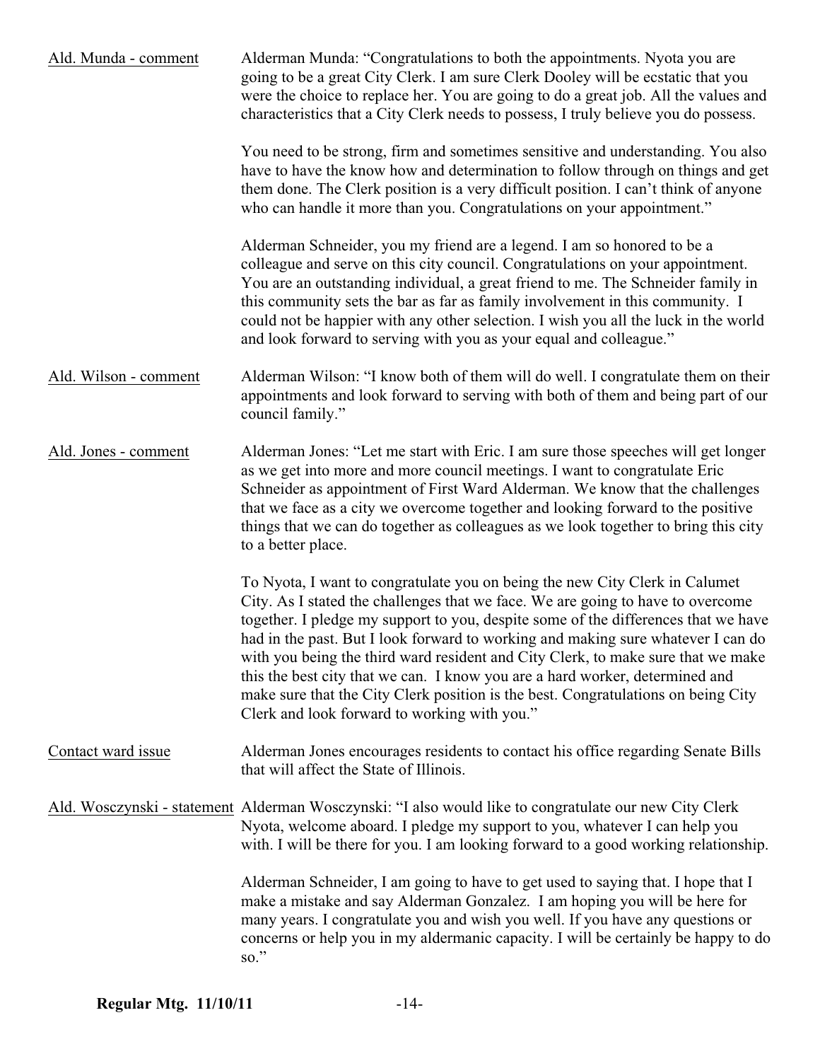Ald. Munda - comment

Alderman Munda: "Congratulations to both the appointments. Nyota you are going to be a great City Clerk. I am sure Clerk Dooley will be ecstatic that you were the choice to replace her. You are going to do a great job. All the values and characteristics that a City Clerk needs to possess, I truly believe you do possess.

You need to be strong, firm and sometimes sensitive and understanding. You also have to have the know how and determination to follow through on things and get them done. The Clerk position is a very difficult position. I can't think of anyone who can handle it more than you. Congratulations on your appointment."

Alderman Schneider, you my friend are a legend. I am so honored to be a colleague and serve on this city council. Congratulations on your appointment. You are an outstanding individual, a great friend to me. The Schneider family in this community sets the bar as far as family involvement in this community. I could not be happier with any other selection. I wish you all the luck in the world and look forward to serving with you as your equal and colleague."

Ald. Wilson - comment

Alderman Wilson: "I know both of them will do well. I congratulate them on their appointments and look forward to serving with both of them and being part of our council family."

Ald. Jones - comment

Alderman Jones: "Let me start with Eric. I am sure those speeches will get longer as we get into more and more council meetings. I want to congratulate Eric Schneider as appointment of First Ward Alderman. We know that the challenges that we face as a city we overcome together and looking forward to the positive things that we can do together as colleagues as we look together to bring this city to a better place.

To Nyota, I want to congratulate you on being the new City Clerk in Calumet City. As I stated the challenges that we face. We are going to have to overcome together. I pledge my support to you, despite some of the differences that we have had in the past. But I look forward to working and making sure whatever I can do with you being the third ward resident and City Clerk, to make sure that we make this the best city that we can. I know you are a hard worker, determined and make sure that the City Clerk position is the best. Congratulations on being City Clerk and look forward to working with you."

Contact ward issue

Alderman Jones encourages residents to contact his office regarding Senate Bills that will affect the State of Illinois.

Ald. Wosczynski - statement

Alderman Wosczynski: "I also would like to congratulate our new City Clerk Nyota, welcome aboard. I pledge my support to you, whatever I can help you with. I will be there for you. I am looking forward to a good working relationship.

Alderman Schneider, I am going to have to get used to saying that. I hope that I make a mistake and say Alderman Gonzalez. I am hoping you will be here for many years. I congratulate you and wish you well. If you have any questions or concerns or help you in my aldermanic capacity. I will be certainly be happy to do so."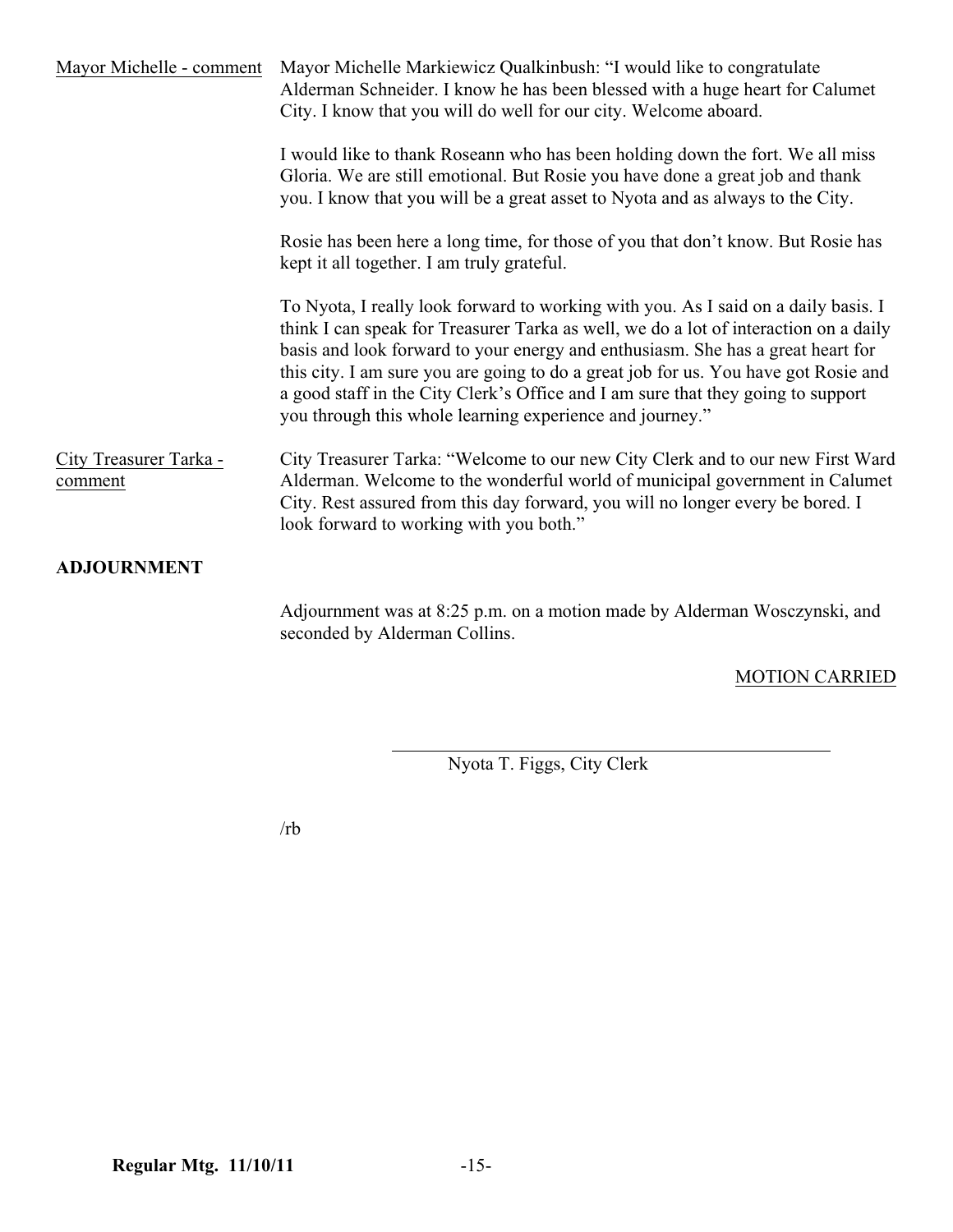<u>Mayor Michelle - comment</u> Mayor Michelle Markiewicz Qualkinbush: "I would like to congratulate Alderman Schneider. I know he has been blessed with a huge heart for Calumet City. I know that you will do well for our city. Welcome aboard.

I would like to thank Roseann who has been holding down the fort. We all miss Gloria. We are still emotional. But Rosie you have done a great job and thank you. I know that you will be a great asset to Nyota and as always to the City.

Rosie has been here a long time, for those of you that don't know. But Rosie has kept it all together. I am truly grateful.

To Nyota, I really look forward to working with you. As I said on a daily basis. I think I can speak for Treasurer Tarka as well, we do a lot of interaction on a daily basis and look forward to your energy and enthusiasm. She has a great heart for this city. I am sure you are going to do a great job for us. You have got Rosie and a good staff in the City Clerk's Office and I am sure that they going to support you through this whole learning experience and journey."

<u>City Treasurer Tarka - comment</u> City Treasurer Tarka: "Welcome to our new City Clerk and to our new First Ward Alderman. Welcome to the wonderful world of municipal government in Calumet City. Rest assured from this day forward, you will no longer every be bored. I look forward to working with you both."

**ADJOURNMENT**

Adjournment was at 8:25 p.m. on a motion made by Alderman Wosczynski, and seconded by Alderman Collins.

<u>MOTION CARRIED</u>

\_\_\_\_\_\_\_\_\_\_\_\_\_\_\_\_\_\_\_\_\_\_\_\_\_\_\_\_\_\_\_\_\_\_\_\_\_\_\_\_

Nyota T. Figgs, City Clerk

/rb

**Regular Mtg. 11/10/11**